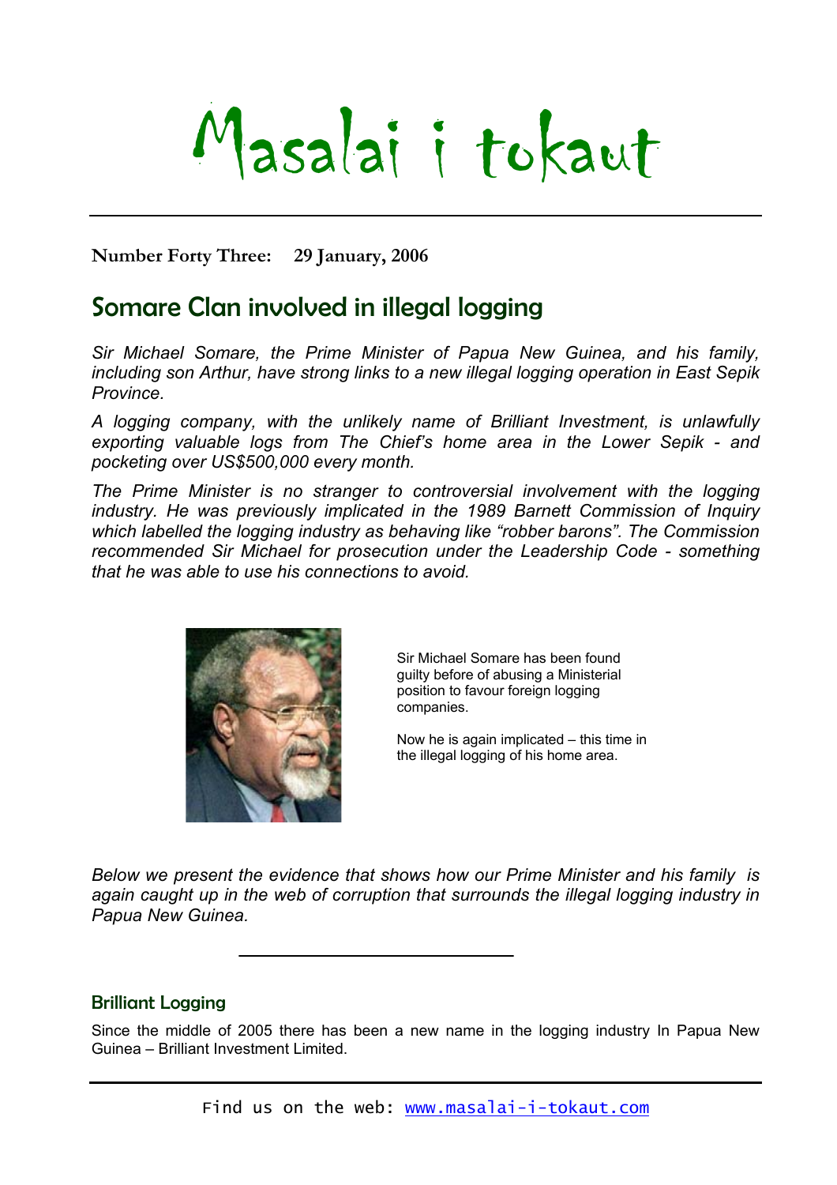# Masalai i tokaut

**Number Forty Three: 29 January, 2006**

## Somare Clan involved in illegal logging

*Sir Michael Somare, the Prime Minister of Papua New Guinea, and his family, including son Arthur, have strong links to a new illegal logging operation in East Sepik Province.*

*A logging company, with the unlikely name of Brilliant Investment, is unlawfully exporting valuable logs from The Chief's home area in the Lower Sepik - and pocketing over US$500,000 every month.*

*The Prime Minister is no stranger to controversial involvement with the logging industry. He was previously implicated in the 1989 Barnett Commission of Inquiry which labelled the logging industry as behaving like "robber barons". The Commission recommended Sir Michael for prosecution under the Leadership Code - something that he was able to use his connections to avoid.*

Sir Michael Somare has been found guilty before of abusing a Ministerial position to favour foreign logging companies.

Now he is again implicated – this time in the illegal logging of his home area.

*Below we present the evidence that shows how our Prime Minister and his family is again caught up in the web of corruption that surrounds the illegal logging industry in Papua New Guinea.*

---

### Brilliant Logging

Since the middle of 2005 there has been a new name in the logging industry In Papua New Guinea – Brilliant Investment Limited.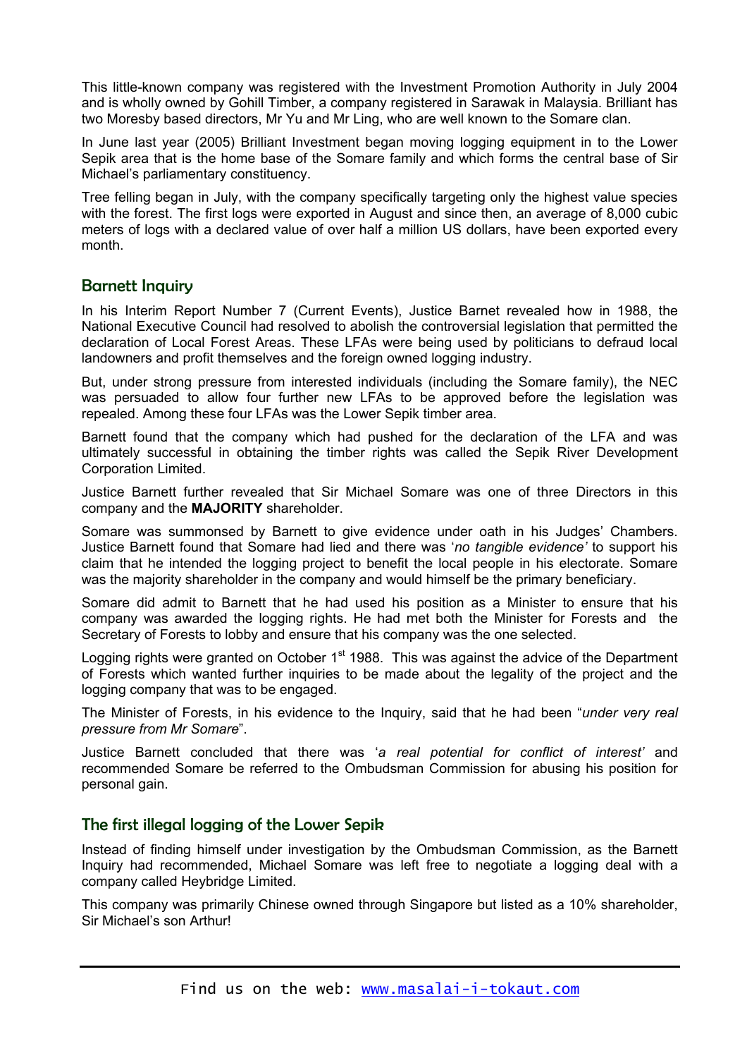This little-known company was registered with the Investment Promotion Authority in July 2004 and is wholly owned by Gohill Timber, a company registered in Sarawak in Malaysia. Brilliant has two Moresby based directors, Mr Yu and Mr Ling, who are well known to the Somare clan.

In June last year (2005) Brilliant Investment began moving logging equipment in to the Lower Sepik area that is the home base of the Somare family and which forms the central base of Sir Michael's parliamentary constituency.

Tree felling began in July, with the company specifically targeting only the highest value species with the forest. The first logs were exported in August and since then, an average of 8,000 cubic meters of logs with a declared value of over half a million US dollars, have been exported every month.

## Barnett Inquiry

In his Interim Report Number 7 (Current Events), Justice Barnet revealed how in 1988, the National Executive Council had resolved to abolish the controversial legislation that permitted the declaration of Local Forest Areas. These LFAs were being used by politicians to defraud local landowners and profit themselves and the foreign owned logging industry.

But, under strong pressure from interested individuals (including the Somare family), the NEC was persuaded to allow four further new LFAs to be approved before the legislation was repealed. Among these four LFAs was the Lower Sepik timber area.

Barnett found that the company which had pushed for the declaration of the LFA and was ultimately successful in obtaining the timber rights was called the Sepik River Development Corporation Limited.

Justice Barnett further revealed that Sir Michael Somare was one of three Directors in this company and the **MAJORITY** shareholder.

Somare was summonsed by Barnett to give evidence under oath in his Judges' Chambers. Justice Barnett found that Somare had lied and there was '*no tangible evidence'* to support his claim that he intended the logging project to benefit the local people in his electorate. Somare was the majority shareholder in the company and would himself be the primary beneficiary.

Somare did admit to Barnett that he had used his position as a Minister to ensure that his company was awarded the logging rights. He had met both the Minister for Forests and the Secretary of Forests to lobby and ensure that his company was the one selected.

Logging rights were granted on October 1st 1988. This was against the advice of the Department of Forests which wanted further inquiries to be made about the legality of the project and the logging company that was to be engaged.

The Minister of Forests, in his evidence to the Inquiry, said that he had been "*under very real pressure from Mr Somare*".

Justice Barnett concluded that there was '*a real potential for conflict of interest'* and recommended Somare be referred to the Ombudsman Commission for abusing his position for personal gain.

## The first illegal logging of the Lower Sepik

Instead of finding himself under investigation by the Ombudsman Commission, as the Barnett Inquiry had recommended, Michael Somare was left free to negotiate a logging deal with a company called Heybridge Limited.

This company was primarily Chinese owned through Singapore but listed as a 10% shareholder, Sir Michael's son Arthur!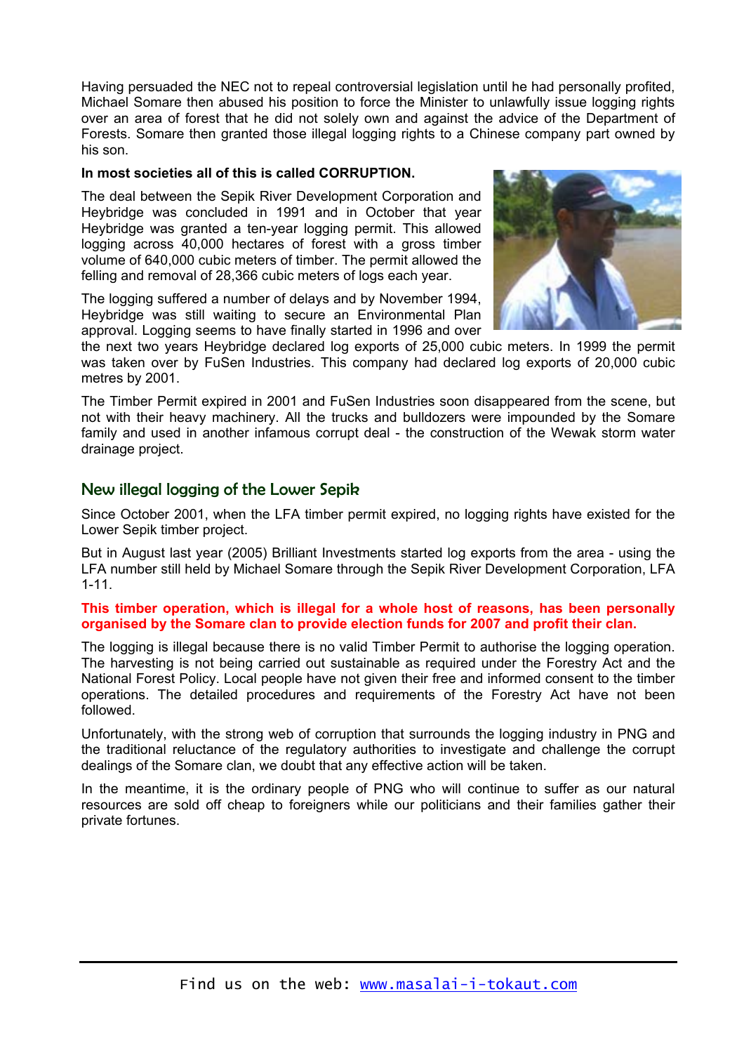Having persuaded the NEC not to repeal controversial legislation until he had personally profited, Michael Somare then abused his position to force the Minister to unlawfully issue logging rights over an area of forest that he did not solely own and against the advice of the Department of Forests. Somare then granted those illegal logging rights to a Chinese company part owned by his son.

**In most societies all of this is called CORRUPTION.**

The deal between the Sepik River Development Corporation and Heybridge was concluded in 1991 and in October that year Heybridge was granted a ten-year logging permit. This allowed logging across 40,000 hectares of forest with a gross timber volume of 640,000 cubic meters of timber. The permit allowed the felling and removal of 28,366 cubic meters of logs each year.

The logging suffered a number of delays and by November 1994, Heybridge was still waiting to secure an Environmental Plan approval. Logging seems to have finally started in 1996 and over the next two years Heybridge declared log exports of 25,000 cubic meters. In 1999 the permit was taken over by FuSen Industries. This company had declared log exports of 20,000 cubic metres by 2001.

The Timber Permit expired in 2001 and FuSen Industries soon disappeared from the scene, but not with their heavy machinery. All the trucks and bulldozers were impounded by the Somare family and used in another infamous corrupt deal - the construction of the Wewak storm water drainage project.

## New illegal logging of the Lower Sepik

Since October 2001, when the LFA timber permit expired, no logging rights have existed for the Lower Sepik timber project.

But in August last year (2005) Brilliant Investments started log exports from the area - using the LFA number still held by Michael Somare through the Sepik River Development Corporation, LFA 1-11.

**This timber operation, which is illegal for a whole host of reasons, has been personally organised by the Somare clan to provide election funds for 2007 and profit their clan.**

The logging is illegal because there is no valid Timber Permit to authorise the logging operation. The harvesting is not being carried out sustainable as required under the Forestry Act and the National Forest Policy. Local people have not given their free and informed consent to the timber operations. The detailed procedures and requirements of the Forestry Act have not been followed.

Unfortunately, with the strong web of corruption that surrounds the logging industry in PNG and the traditional reluctance of the regulatory authorities to investigate and challenge the corrupt dealings of the Somare clan, we doubt that any effective action will be taken.

In the meantime, it is the ordinary people of PNG who will continue to suffer as our natural resources are sold off cheap to foreigners while our politicians and their families gather their private fortunes.

Find us on the web: www.masalai-i-tokaut.com